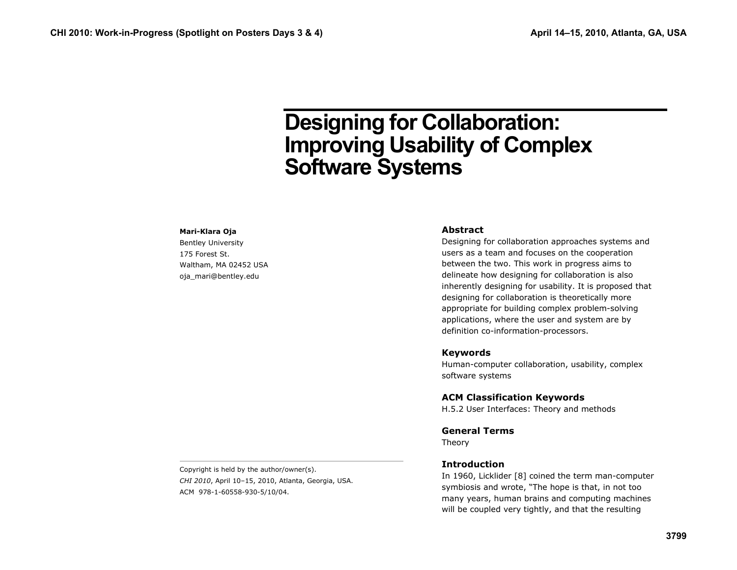# Designing for Collaboration: Improving Usability of Complex Software Systems

**Mari-Klara Oja**
Bentley University
175 Forest St.
Waltham, MA 02452 USA
oja_mari@bentley.edu

Copyright is held by the author/owner(s).
*CHI 2010*, April 10–15, 2010, Atlanta, Georgia, USA.
ACM 978-1-60558-930-5/10/04.

## Abstract

Designing for collaboration approaches systems and users as a team and focuses on the cooperation between the two. This work in progress aims to delineate how designing for collaboration is also inherently designing for usability. It is proposed that designing for collaboration is theoretically more appropriate for building complex problem-solving applications, where the user and system are by definition co-information-processors.

## Keywords

Human-computer collaboration, usability, complex software systems

## ACM Classification Keywords

H.5.2 User Interfaces: Theory and methods

## General Terms

Theory

## Introduction

In 1960, Licklider [8] coined the term man-computer symbiosis and wrote, "The hope is that, in not too many years, human brains and computing machines will be coupled very tightly, and that the resulting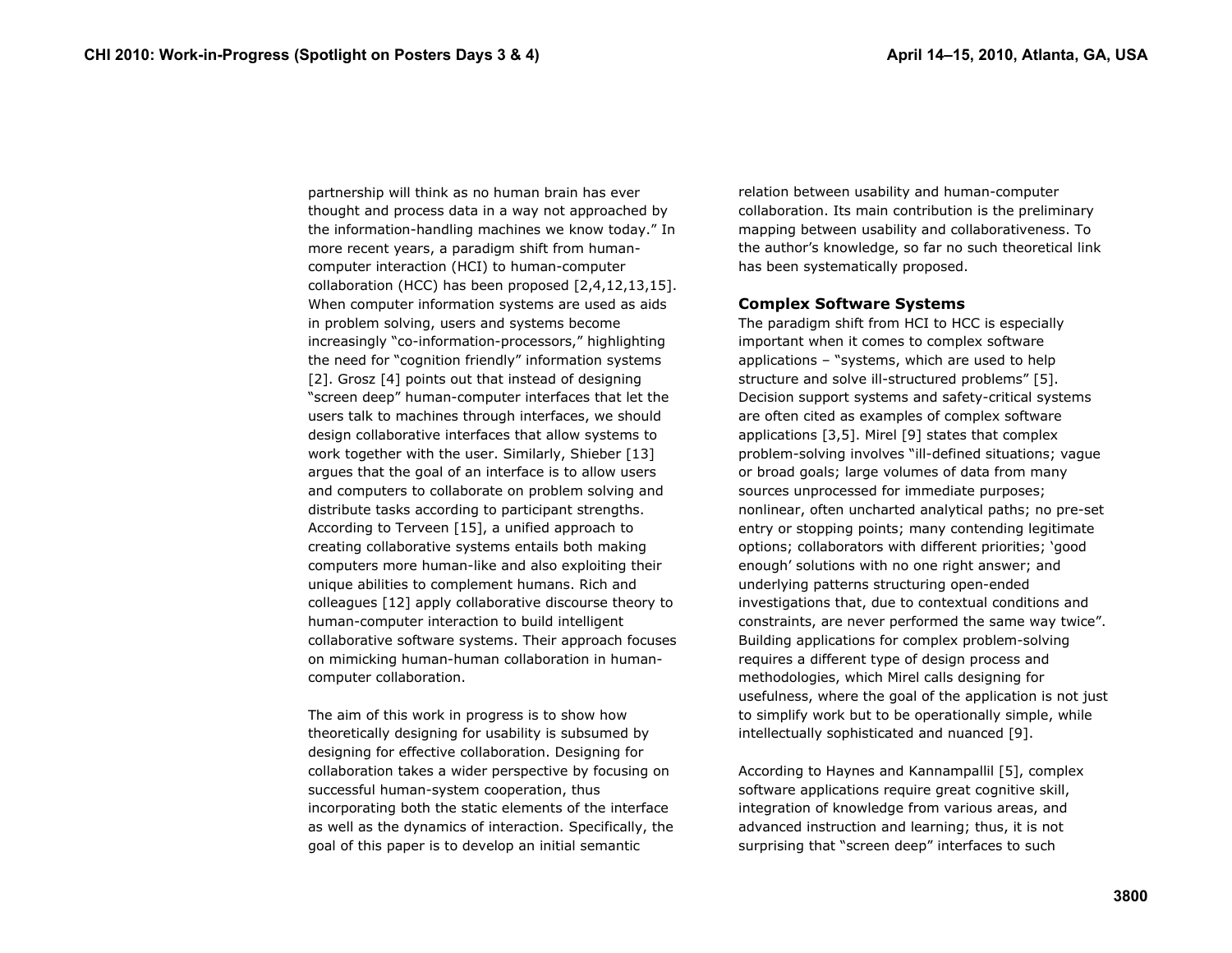partnership will think as no human brain has ever thought and process data in a way not approached by the information-handling machines we know today." In more recent years, a paradigm shift from human-computer interaction (HCI) to human-computer collaboration (HCC) has been proposed [2,4,12,13,15]. When computer information systems are used as aids in problem solving, users and systems become increasingly "co-information-processors," highlighting the need for "cognition friendly" information systems [2]. Grosz [4] points out that instead of designing "screen deep" human-computer interfaces that let the users talk to machines through interfaces, we should design collaborative interfaces that allow systems to work together with the user. Similarly, Shieber [13] argues that the goal of an interface is to allow users and computers to collaborate on problem solving and distribute tasks according to participant strengths. According to Terveen [15], a unified approach to creating collaborative systems entails both making computers more human-like and also exploiting their unique abilities to complement humans. Rich and colleagues [12] apply collaborative discourse theory to human-computer interaction to build intelligent collaborative software systems. Their approach focuses on mimicking human-human collaboration in human-computer collaboration.

The aim of this work in progress is to show how theoretically designing for usability is subsumed by designing for effective collaboration. Designing for collaboration takes a wider perspective by focusing on successful human-system cooperation, thus incorporating both the static elements of the interface as well as the dynamics of interaction. Specifically, the goal of this paper is to develop an initial semantic relation between usability and human-computer collaboration. Its main contribution is the preliminary mapping between usability and collaborativeness. To the author's knowledge, so far no such theoretical link has been systematically proposed.

## Complex Software Systems

The paradigm shift from HCI to HCC is especially important when it comes to complex software applications – "systems, which are used to help structure and solve ill-structured problems" [5]. Decision support systems and safety-critical systems are often cited as examples of complex software applications [3,5]. Mirel [9] states that complex problem-solving involves "ill-defined situations; vague or broad goals; large volumes of data from many sources unprocessed for immediate purposes; nonlinear, often uncharted analytical paths; no pre-set entry or stopping points; many contending legitimate options; collaborators with different priorities; 'good enough' solutions with no one right answer; and underlying patterns structuring open-ended investigations that, due to contextual conditions and constraints, are never performed the same way twice". Building applications for complex problem-solving requires a different type of design process and methodologies, which Mirel calls designing for usefulness, where the goal of the application is not just to simplify work but to be operationally simple, while intellectually sophisticated and nuanced [9].

According to Haynes and Kannampallil [5], complex software applications require great cognitive skill, integration of knowledge from various areas, and advanced instruction and learning; thus, it is not surprising that "screen deep" interfaces to such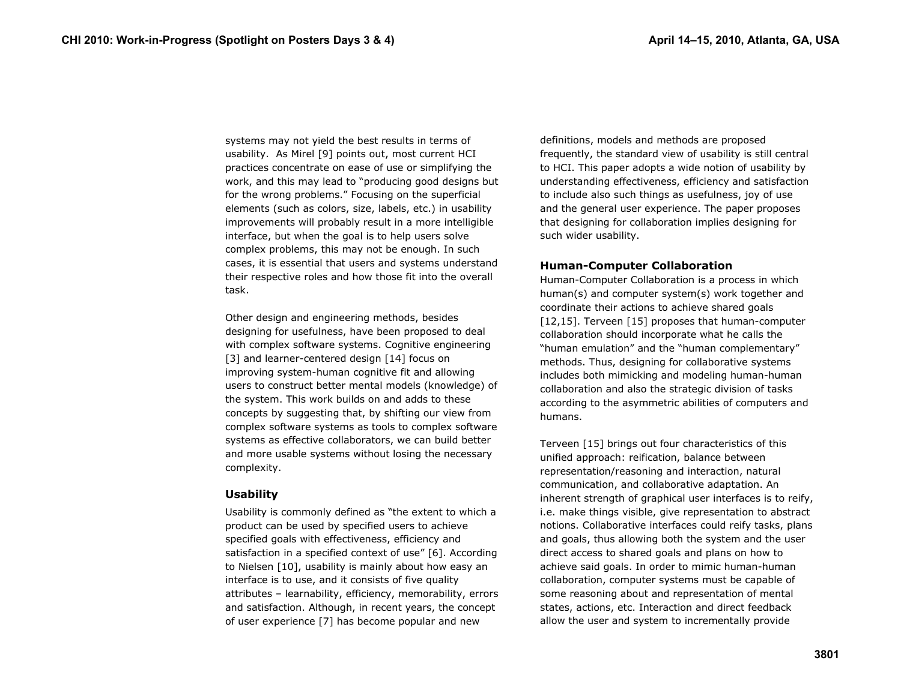systems may not yield the best results in terms of usability. As Mirel [9] points out, most current HCI practices concentrate on ease of use or simplifying the work, and this may lead to "producing good designs but for the wrong problems." Focusing on the superficial elements (such as colors, size, labels, etc.) in usability improvements will probably result in a more intelligible interface, but when the goal is to help users solve complex problems, this may not be enough. In such cases, it is essential that users and systems understand their respective roles and how those fit into the overall task.

Other design and engineering methods, besides designing for usefulness, have been proposed to deal with complex software systems. Cognitive engineering [3] and learner-centered design [14] focus on improving system-human cognitive fit and allowing users to construct better mental models (knowledge) of the system. This work builds on and adds to these concepts by suggesting that, by shifting our view from complex software systems as tools to complex software systems as effective collaborators, we can build better and more usable systems without losing the necessary complexity.

## Usability

Usability is commonly defined as "the extent to which a product can be used by specified users to achieve specified goals with effectiveness, efficiency and satisfaction in a specified context of use" [6]. According to Nielsen [10], usability is mainly about how easy an interface is to use, and it consists of five quality attributes – learnability, efficiency, memorability, errors and satisfaction. Although, in recent years, the concept of user experience [7] has become popular and new definitions, models and methods are proposed frequently, the standard view of usability is still central to HCI. This paper adopts a wide notion of usability by understanding effectiveness, efficiency and satisfaction to include also such things as usefulness, joy of use and the general user experience. The paper proposes that designing for collaboration implies designing for such wider usability.

## Human-Computer Collaboration

Human-Computer Collaboration is a process in which human(s) and computer system(s) work together and coordinate their actions to achieve shared goals [12,15]. Terveen [15] proposes that human-computer collaboration should incorporate what he calls the "human emulation" and the "human complementary" methods. Thus, designing for collaborative systems includes both mimicking and modeling human-human collaboration and also the strategic division of tasks according to the asymmetric abilities of computers and humans.

Terveen [15] brings out four characteristics of this unified approach: reification, balance between representation/reasoning and interaction, natural communication, and collaborative adaptation. An inherent strength of graphical user interfaces is to reify, i.e. make things visible, give representation to abstract notions. Collaborative interfaces could reify tasks, plans and goals, thus allowing both the system and the user direct access to shared goals and plans on how to achieve said goals. In order to mimic human-human collaboration, computer systems must be capable of some reasoning about and representation of mental states, actions, etc. Interaction and direct feedback allow the user and system to incrementally provide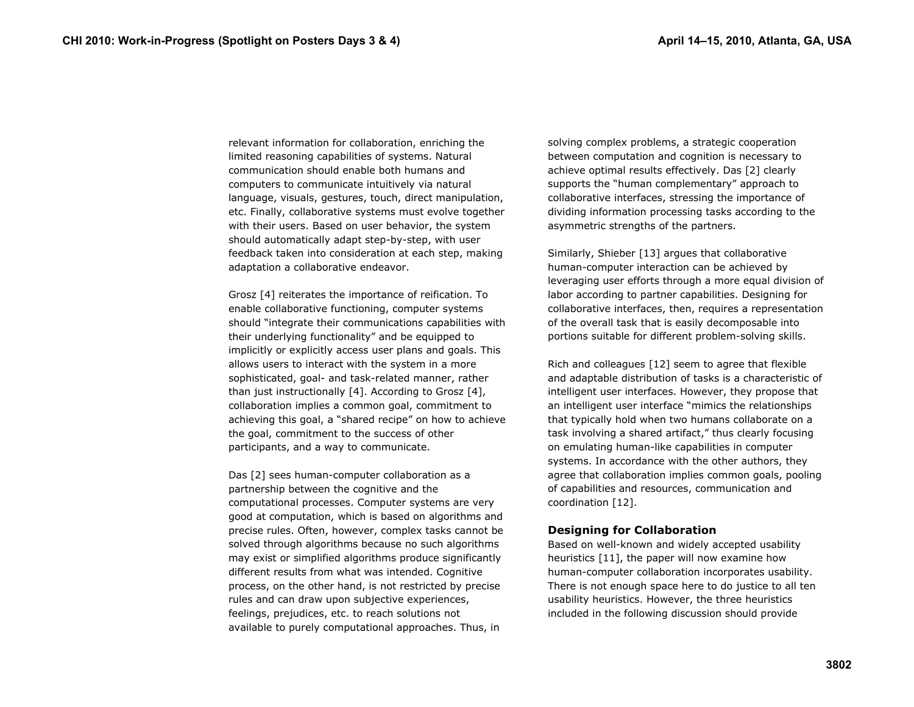relevant information for collaboration, enriching the limited reasoning capabilities of systems. Natural communication should enable both humans and computers to communicate intuitively via natural language, visuals, gestures, touch, direct manipulation, etc. Finally, collaborative systems must evolve together with their users. Based on user behavior, the system should automatically adapt step-by-step, with user feedback taken into consideration at each step, making adaptation a collaborative endeavor.

Grosz [4] reiterates the importance of reification. To enable collaborative functioning, computer systems should "integrate their communications capabilities with their underlying functionality" and be equipped to implicitly or explicitly access user plans and goals. This allows users to interact with the system in a more sophisticated, goal- and task-related manner, rather than just instructionally [4]. According to Grosz [4], collaboration implies a common goal, commitment to achieving this goal, a "shared recipe" on how to achieve the goal, commitment to the success of other participants, and a way to communicate.

Das [2] sees human-computer collaboration as a partnership between the cognitive and the computational processes. Computer systems are very good at computation, which is based on algorithms and precise rules. Often, however, complex tasks cannot be solved through algorithms because no such algorithms may exist or simplified algorithms produce significantly different results from what was intended. Cognitive process, on the other hand, is not restricted by precise rules and can draw upon subjective experiences, feelings, prejudices, etc. to reach solutions not available to purely computational approaches. Thus, in solving complex problems, a strategic cooperation between computation and cognition is necessary to achieve optimal results effectively. Das [2] clearly supports the "human complementary" approach to collaborative interfaces, stressing the importance of dividing information processing tasks according to the asymmetric strengths of the partners.

Similarly, Shieber [13] argues that collaborative human-computer interaction can be achieved by leveraging user efforts through a more equal division of labor according to partner capabilities. Designing for collaborative interfaces, then, requires a representation of the overall task that is easily decomposable into portions suitable for different problem-solving skills.

Rich and colleagues [12] seem to agree that flexible and adaptable distribution of tasks is a characteristic of intelligent user interfaces. However, they propose that an intelligent user interface "mimics the relationships that typically hold when two humans collaborate on a task involving a shared artifact," thus clearly focusing on emulating human-like capabilities in computer systems. In accordance with the other authors, they agree that collaboration implies common goals, pooling of capabilities and resources, communication and coordination [12].

## Designing for Collaboration

Based on well-known and widely accepted usability heuristics [11], the paper will now examine how human-computer collaboration incorporates usability. There is not enough space here to do justice to all ten usability heuristics. However, the three heuristics included in the following discussion should provide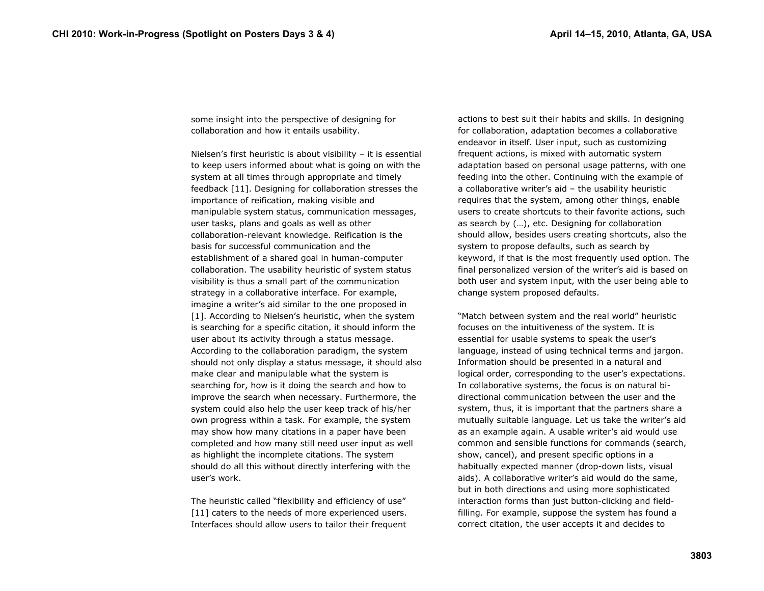some insight into the perspective of designing for collaboration and how it entails usability.

Nielsen's first heuristic is about visibility – it is essential to keep users informed about what is going on with the system at all times through appropriate and timely feedback [11]. Designing for collaboration stresses the importance of reification, making visible and manipulable system status, communication messages, user tasks, plans and goals as well as other collaboration-relevant knowledge. Reification is the basis for successful communication and the establishment of a shared goal in human-computer collaboration. The usability heuristic of system status visibility is thus a small part of the communication strategy in a collaborative interface. For example, imagine a writer's aid similar to the one proposed in [1]. According to Nielsen's heuristic, when the system is searching for a specific citation, it should inform the user about its activity through a status message. According to the collaboration paradigm, the system should not only display a status message, it should also make clear and manipulable what the system is searching for, how is it doing the search and how to improve the search when necessary. Furthermore, the system could also help the user keep track of his/her own progress within a task. For example, the system may show how many citations in a paper have been completed and how many still need user input as well as highlight the incomplete citations. The system should do all this without directly interfering with the user's work.

The heuristic called "flexibility and efficiency of use" [11] caters to the needs of more experienced users. Interfaces should allow users to tailor their frequent actions to best suit their habits and skills. In designing for collaboration, adaptation becomes a collaborative endeavor in itself. User input, such as customizing frequent actions, is mixed with automatic system adaptation based on personal usage patterns, with one feeding into the other. Continuing with the example of a collaborative writer's aid – the usability heuristic requires that the system, among other things, enable users to create shortcuts to their favorite actions, such as search by (…), etc. Designing for collaboration should allow, besides users creating shortcuts, also the system to propose defaults, such as search by keyword, if that is the most frequently used option. The final personalized version of the writer's aid is based on both user and system input, with the user being able to change system proposed defaults.

"Match between system and the real world" heuristic focuses on the intuitiveness of the system. It is essential for usable systems to speak the user's language, instead of using technical terms and jargon. Information should be presented in a natural and logical order, corresponding to the user's expectations. In collaborative systems, the focus is on natural bi-directional communication between the user and the system, thus, it is important that the partners share a mutually suitable language. Let us take the writer's aid as an example again. A usable writer's aid would use common and sensible functions for commands (search, show, cancel), and present specific options in a habitually expected manner (drop-down lists, visual aids). A collaborative writer's aid would do the same, but in both directions and using more sophisticated interaction forms than just button-clicking and field-filling. For example, suppose the system has found a correct citation, the user accepts it and decides to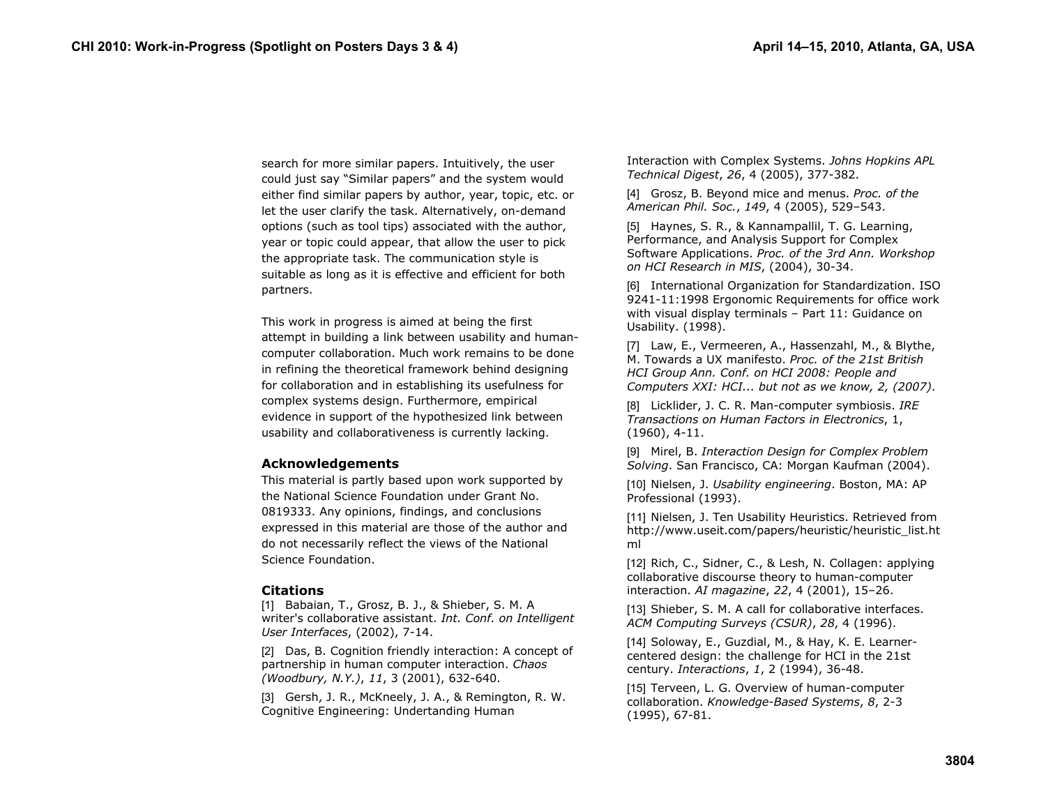search for more similar papers. Intuitively, the user could just say "Similar papers" and the system would either find similar papers by author, year, topic, etc. or let the user clarify the task. Alternatively, on-demand options (such as tool tips) associated with the author, year or topic could appear, that allow the user to pick the appropriate task. The communication style is suitable as long as it is effective and efficient for both partners.

This work in progress is aimed at being the first attempt in building a link between usability and human-computer collaboration. Much work remains to be done in refining the theoretical framework behind designing for collaboration and in establishing its usefulness for complex systems design. Furthermore, empirical evidence in support of the hypothesized link between usability and collaborativeness is currently lacking.

## Acknowledgements

This material is partly based upon work supported by the National Science Foundation under Grant No. 0819333. Any opinions, findings, and conclusions expressed in this material are those of the author and do not necessarily reflect the views of the National Science Foundation.

## Citations

[1] Babaian, T., Grosz, B. J., & Shieber, S. M. A writer's collaborative assistant. *Int. Conf. on Intelligent User Interfaces*, (2002), 7-14.

[2] Das, B. Cognition friendly interaction: A concept of partnership in human computer interaction. *Chaos (Woodbury, N.Y.)*, *11*, 3 (2001), 632-640.

[3] Gersh, J. R., McKneely, J. A., & Remington, R. W. Cognitive Engineering: Undertanding Human Interaction with Complex Systems. *Johns Hopkins APL Technical Digest*, *26*, 4 (2005), 377-382.

[4] Grosz, B. Beyond mice and menus. *Proc. of the American Phil. Soc.*, *149*, 4 (2005), 529–543.

[5] Haynes, S. R., & Kannampallil, T. G. Learning, Performance, and Analysis Support for Complex Software Applications. *Proc. of the 3rd Ann. Workshop on HCI Research in MIS*, (2004), 30-34.

[6] International Organization for Standardization. ISO 9241-11:1998 Ergonomic Requirements for office work with visual display terminals – Part 11: Guidance on Usability. (1998).

[7] Law, E., Vermeeren, A., Hassenzahl, M., & Blythe, M. Towards a UX manifesto. *Proc. of the 21st British HCI Group Ann. Conf. on HCI 2008: People and Computers XXI: HCI... but not as we know, 2, (2007)*.

[8] Licklider, J. C. R. Man-computer symbiosis. *IRE Transactions on Human Factors in Electronics*, 1, (1960), 4-11.

[9] Mirel, B. *Interaction Design for Complex Problem Solving*. San Francisco, CA: Morgan Kaufman (2004).

[10] Nielsen, J. *Usability engineering*. Boston, MA: AP Professional (1993).

[11] Nielsen, J. Ten Usability Heuristics. Retrieved from http://www.useit.com/papers/heuristic/heuristic_list.html

[12] Rich, C., Sidner, C., & Lesh, N. Collagen: applying collaborative discourse theory to human-computer interaction. *AI magazine*, *22*, 4 (2001), 15–26.

[13] Shieber, S. M. A call for collaborative interfaces. *ACM Computing Surveys (CSUR)*, *28*, 4 (1996).

[14] Soloway, E., Guzdial, M., & Hay, K. E. Learner-centered design: the challenge for HCI in the 21st century. *Interactions*, *1*, 2 (1994), 36-48.

[15] Terveen, L. G. Overview of human-computer collaboration. *Knowledge-Based Systems*, *8*, 2-3 (1995), 67-81.